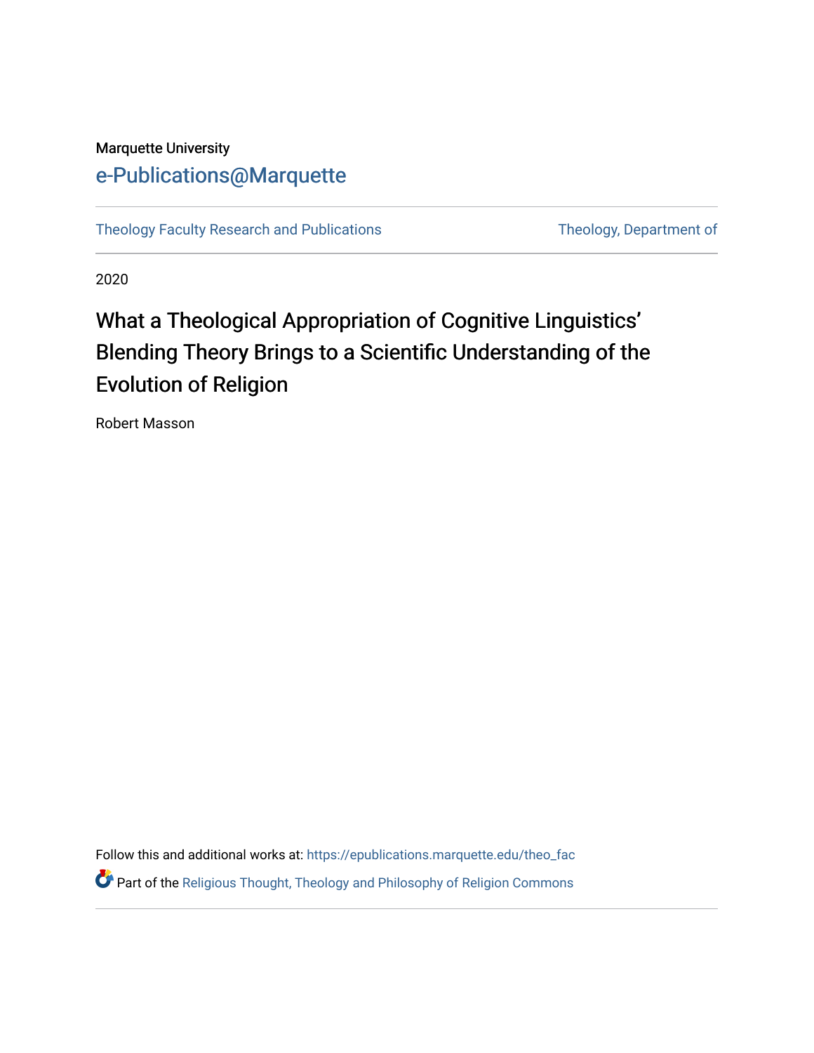Marquette University

e-Publications@Marquette

Theology Faculty Research and Publications | Theology, Department of

2020

# What a Theological Appropriation of Cognitive Linguistics' Blending Theory Brings to a Scientific Understanding of the Evolution of Religion

Robert Masson

Follow this and additional works at: https://epublications.marquette.edu/theo_fac

Part of the Religious Thought, Theology and Philosophy of Religion Commons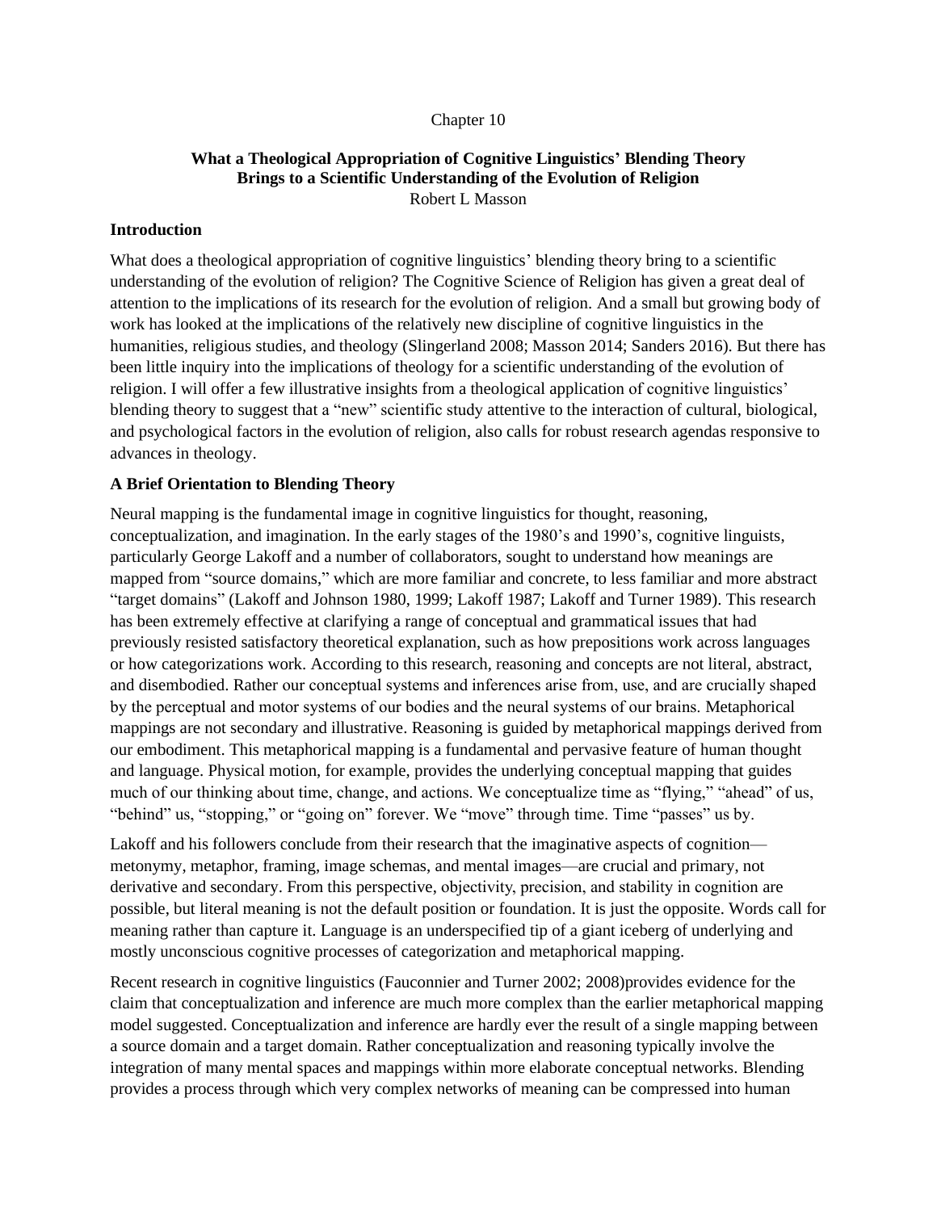Chapter 10

## What a Theological Appropriation of Cognitive Linguistics' Blending Theory Brings to a Scientific Understanding of the Evolution of Religion

Robert L Masson

### Introduction

What does a theological appropriation of cognitive linguistics' blending theory bring to a scientific understanding of the evolution of religion? The Cognitive Science of Religion has given a great deal of attention to the implications of its research for the evolution of religion. And a small but growing body of work has looked at the implications of the relatively new discipline of cognitive linguistics in the humanities, religious studies, and theology (Slingerland 2008; Masson 2014; Sanders 2016). But there has been little inquiry into the implications of theology for a scientific understanding of the evolution of religion. I will offer a few illustrative insights from a theological application of cognitive linguistics' blending theory to suggest that a "new" scientific study attentive to the interaction of cultural, biological, and psychological factors in the evolution of religion, also calls for robust research agendas responsive to advances in theology.

### A Brief Orientation to Blending Theory

Neural mapping is the fundamental image in cognitive linguistics for thought, reasoning, conceptualization, and imagination. In the early stages of the 1980's and 1990's, cognitive linguists, particularly George Lakoff and a number of collaborators, sought to understand how meanings are mapped from "source domains," which are more familiar and concrete, to less familiar and more abstract "target domains" (Lakoff and Johnson 1980, 1999; Lakoff 1987; Lakoff and Turner 1989). This research has been extremely effective at clarifying a range of conceptual and grammatical issues that had previously resisted satisfactory theoretical explanation, such as how prepositions work across languages or how categorizations work. According to this research, reasoning and concepts are not literal, abstract, and disembodied. Rather our conceptual systems and inferences arise from, use, and are crucially shaped by the perceptual and motor systems of our bodies and the neural systems of our brains. Metaphorical mappings are not secondary and illustrative. Reasoning is guided by metaphorical mappings derived from our embodiment. This metaphorical mapping is a fundamental and pervasive feature of human thought and language. Physical motion, for example, provides the underlying conceptual mapping that guides much of our thinking about time, change, and actions. We conceptualize time as "flying," "ahead" of us, "behind" us, "stopping," or "going on" forever. We "move" through time. Time "passes" us by.

Lakoff and his followers conclude from their research that the imaginative aspects of cognition—metonymy, metaphor, framing, image schemas, and mental images—are crucial and primary, not derivative and secondary. From this perspective, objectivity, precision, and stability in cognition are possible, but literal meaning is not the default position or foundation. It is just the opposite. Words call for meaning rather than capture it. Language is an underspecified tip of a giant iceberg of underlying and mostly unconscious cognitive processes of categorization and metaphorical mapping.

Recent research in cognitive linguistics (Fauconnier and Turner 2002; 2008)provides evidence for the claim that conceptualization and inference are much more complex than the earlier metaphorical mapping model suggested. Conceptualization and inference are hardly ever the result of a single mapping between a source domain and a target domain. Rather conceptualization and reasoning typically involve the integration of many mental spaces and mappings within more elaborate conceptual networks. Blending provides a process through which very complex networks of meaning can be compressed into human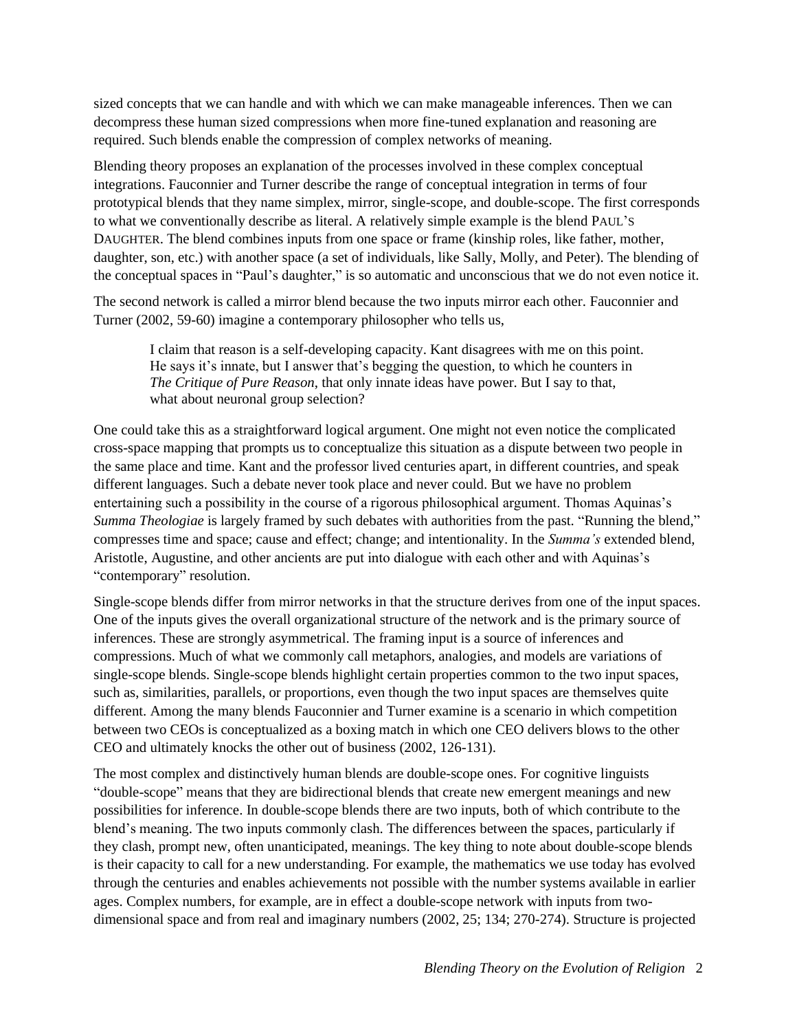sized concepts that we can handle and with which we can make manageable inferences. Then we can decompress these human sized compressions when more fine-tuned explanation and reasoning are required. Such blends enable the compression of complex networks of meaning.

Blending theory proposes an explanation of the processes involved in these complex conceptual integrations. Fauconnier and Turner describe the range of conceptual integration in terms of four prototypical blends that they name simplex, mirror, single-scope, and double-scope. The first corresponds to what we conventionally describe as literal. A relatively simple example is the blend PAUL'S DAUGHTER. The blend combines inputs from one space or frame (kinship roles, like father, mother, daughter, son, etc.) with another space (a set of individuals, like Sally, Molly, and Peter). The blending of the conceptual spaces in "Paul's daughter," is so automatic and unconscious that we do not even notice it.

The second network is called a mirror blend because the two inputs mirror each other. Fauconnier and Turner (2002, 59-60) imagine a contemporary philosopher who tells us,

> I claim that reason is a self-developing capacity. Kant disagrees with me on this point. He says it's innate, but I answer that's begging the question, to which he counters in *The Critique of Pure Reason*, that only innate ideas have power. But I say to that, what about neuronal group selection?

One could take this as a straightforward logical argument. One might not even notice the complicated cross-space mapping that prompts us to conceptualize this situation as a dispute between two people in the same place and time. Kant and the professor lived centuries apart, in different countries, and speak different languages. Such a debate never took place and never could. But we have no problem entertaining such a possibility in the course of a rigorous philosophical argument. Thomas Aquinas's *Summa Theologiae* is largely framed by such debates with authorities from the past. "Running the blend," compresses time and space; cause and effect; change; and intentionality. In the *Summa's* extended blend, Aristotle, Augustine, and other ancients are put into dialogue with each other and with Aquinas's "contemporary" resolution.

Single-scope blends differ from mirror networks in that the structure derives from one of the input spaces. One of the inputs gives the overall organizational structure of the network and is the primary source of inferences. These are strongly asymmetrical. The framing input is a source of inferences and compressions. Much of what we commonly call metaphors, analogies, and models are variations of single-scope blends. Single-scope blends highlight certain properties common to the two input spaces, such as, similarities, parallels, or proportions, even though the two input spaces are themselves quite different. Among the many blends Fauconnier and Turner examine is a scenario in which competition between two CEOs is conceptualized as a boxing match in which one CEO delivers blows to the other CEO and ultimately knocks the other out of business (2002, 126-131).

The most complex and distinctively human blends are double-scope ones. For cognitive linguists "double-scope" means that they are bidirectional blends that create new emergent meanings and new possibilities for inference. In double-scope blends there are two inputs, both of which contribute to the blend's meaning. The two inputs commonly clash. The differences between the spaces, particularly if they clash, prompt new, often unanticipated, meanings. The key thing to note about double-scope blends is their capacity to call for a new understanding. For example, the mathematics we use today has evolved through the centuries and enables achievements not possible with the number systems available in earlier ages. Complex numbers, for example, are in effect a double-scope network with inputs from two-dimensional space and from real and imaginary numbers (2002, 25; 134; 270-274). Structure is projected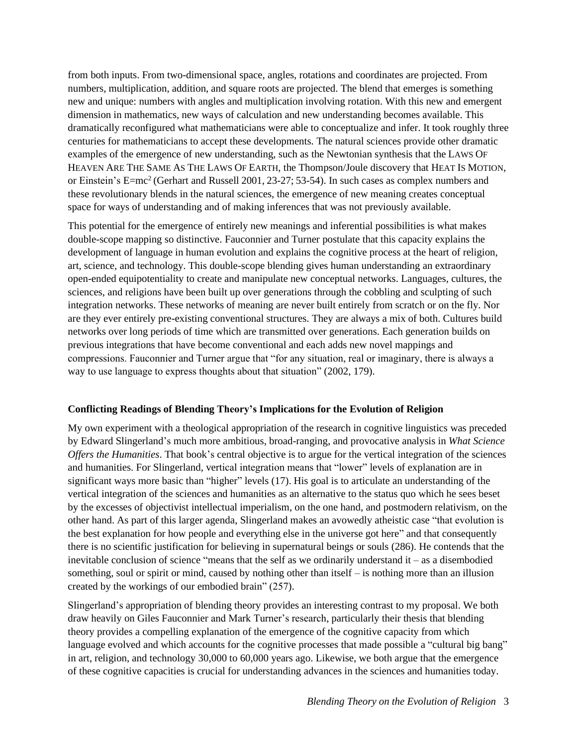from both inputs. From two-dimensional space, angles, rotations and coordinates are projected. From numbers, multiplication, addition, and square roots are projected. The blend that emerges is something new and unique: numbers with angles and multiplication involving rotation. With this new and emergent dimension in mathematics, new ways of calculation and new understanding becomes available. This dramatically reconfigured what mathematicians were able to conceptualize and infer. It took roughly three centuries for mathematicians to accept these developments. The natural sciences provide other dramatic examples of the emergence of new understanding, such as the Newtonian synthesis that the LAWS OF HEAVEN ARE THE SAME AS THE LAWS OF EARTH, the Thompson/Joule discovery that HEAT IS MOTION, or Einstein's $E=mc^2$ (Gerhart and Russell 2001, 23-27; 53-54). In such cases as complex numbers and these revolutionary blends in the natural sciences, the emergence of new meaning creates conceptual space for ways of understanding and of making inferences that was not previously available.

This potential for the emergence of entirely new meanings and inferential possibilities is what makes double-scope mapping so distinctive. Fauconnier and Turner postulate that this capacity explains the development of language in human evolution and explains the cognitive process at the heart of religion, art, science, and technology. This double-scope blending gives human understanding an extraordinary open-ended equipotentiality to create and manipulate new conceptual networks. Languages, cultures, the sciences, and religions have been built up over generations through the cobbling and sculpting of such integration networks. These networks of meaning are never built entirely from scratch or on the fly. Nor are they ever entirely pre-existing conventional structures. They are always a mix of both. Cultures build networks over long periods of time which are transmitted over generations. Each generation builds on previous integrations that have become conventional and each adds new novel mappings and compressions. Fauconnier and Turner argue that "for any situation, real or imaginary, there is always a way to use language to express thoughts about that situation" (2002, 179).

### Conflicting Readings of Blending Theory's Implications for the Evolution of Religion

My own experiment with a theological appropriation of the research in cognitive linguistics was preceded by Edward Slingerland's much more ambitious, broad-ranging, and provocative analysis in *What Science Offers the Humanities*. That book's central objective is to argue for the vertical integration of the sciences and humanities. For Slingerland, vertical integration means that "lower" levels of explanation are in significant ways more basic than "higher" levels (17). His goal is to articulate an understanding of the vertical integration of the sciences and humanities as an alternative to the status quo which he sees beset by the excesses of objectivist intellectual imperialism, on the one hand, and postmodern relativism, on the other hand. As part of this larger agenda, Slingerland makes an avowedly atheistic case "that evolution is the best explanation for how people and everything else in the universe got here" and that consequently there is no scientific justification for believing in supernatural beings or souls (286). He contends that the inevitable conclusion of science "means that the self as we ordinarily understand it – as a disembodied something, soul or spirit or mind, caused by nothing other than itself – is nothing more than an illusion created by the workings of our embodied brain" (257).

Slingerland's appropriation of blending theory provides an interesting contrast to my proposal. We both draw heavily on Giles Fauconnier and Mark Turner's research, particularly their thesis that blending theory provides a compelling explanation of the emergence of the cognitive capacity from which language evolved and which accounts for the cognitive processes that made possible a "cultural big bang" in art, religion, and technology 30,000 to 60,000 years ago. Likewise, we both argue that the emergence of these cognitive capacities is crucial for understanding advances in the sciences and humanities today.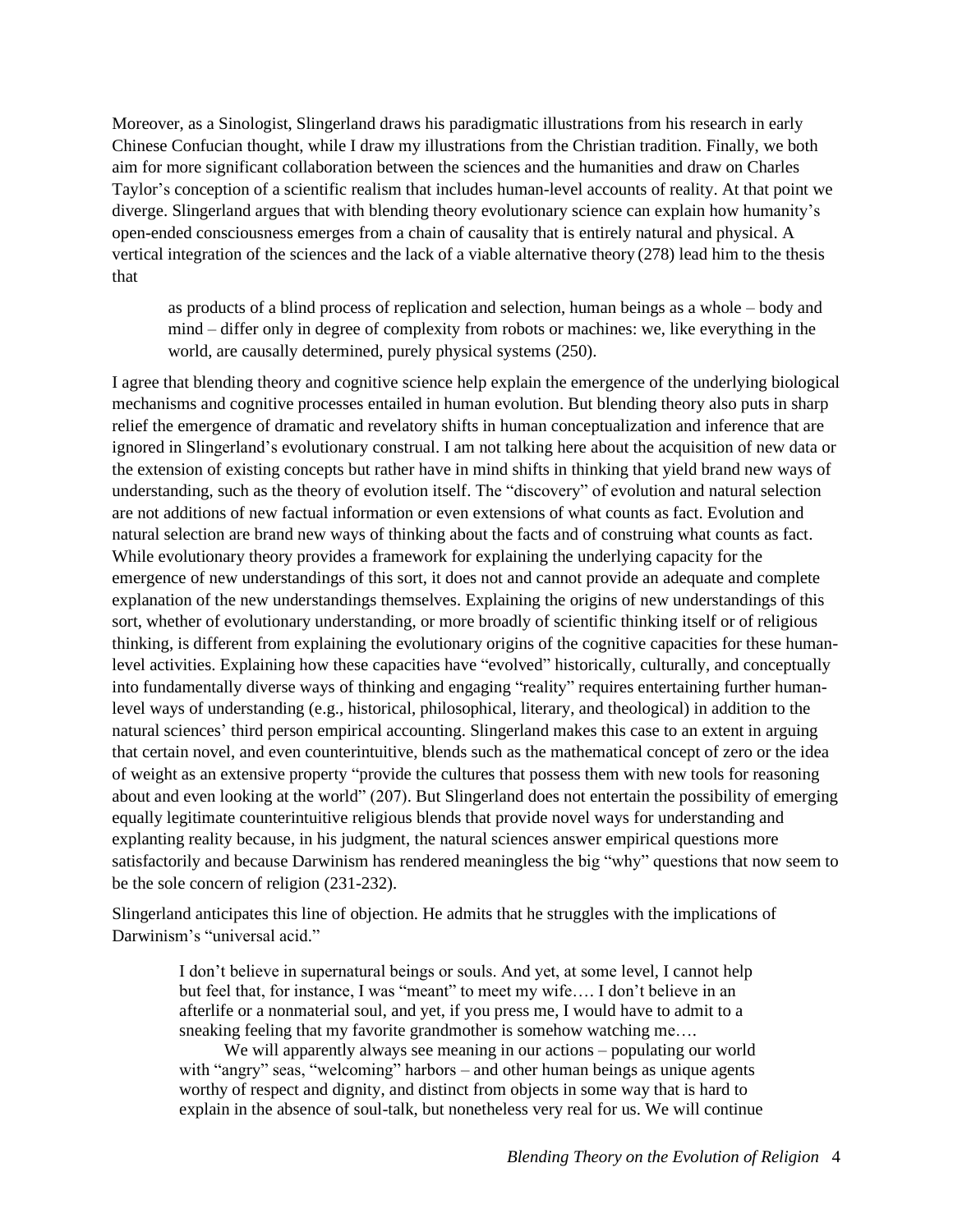Moreover, as a Sinologist, Slingerland draws his paradigmatic illustrations from his research in early Chinese Confucian thought, while I draw my illustrations from the Christian tradition. Finally, we both aim for more significant collaboration between the sciences and the humanities and draw on Charles Taylor's conception of a scientific realism that includes human-level accounts of reality. At that point we diverge. Slingerland argues that with blending theory evolutionary science can explain how humanity's open-ended consciousness emerges from a chain of causality that is entirely natural and physical. A vertical integration of the sciences and the lack of a viable alternative theory (278) lead him to the thesis that

> as products of a blind process of replication and selection, human beings as a whole – body and mind – differ only in degree of complexity from robots or machines: we, like everything in the world, are causally determined, purely physical systems (250).

I agree that blending theory and cognitive science help explain the emergence of the underlying biological mechanisms and cognitive processes entailed in human evolution. But blending theory also puts in sharp relief the emergence of dramatic and revelatory shifts in human conceptualization and inference that are ignored in Slingerland's evolutionary construal. I am not talking here about the acquisition of new data or the extension of existing concepts but rather have in mind shifts in thinking that yield brand new ways of understanding, such as the theory of evolution itself. The "discovery" of evolution and natural selection are not additions of new factual information or even extensions of what counts as fact. Evolution and natural selection are brand new ways of thinking about the facts and of construing what counts as fact. While evolutionary theory provides a framework for explaining the underlying capacity for the emergence of new understandings of this sort, it does not and cannot provide an adequate and complete explanation of the new understandings themselves. Explaining the origins of new understandings of this sort, whether of evolutionary understanding, or more broadly of scientific thinking itself or of religious thinking, is different from explaining the evolutionary origins of the cognitive capacities for these human-level activities. Explaining how these capacities have "evolved" historically, culturally, and conceptually into fundamentally diverse ways of thinking and engaging "reality" requires entertaining further human-level ways of understanding (e.g., historical, philosophical, literary, and theological) in addition to the natural sciences' third person empirical accounting. Slingerland makes this case to an extent in arguing that certain novel, and even counterintuitive, blends such as the mathematical concept of zero or the idea of weight as an extensive property "provide the cultures that possess them with new tools for reasoning about and even looking at the world" (207). But Slingerland does not entertain the possibility of emerging equally legitimate counterintuitive religious blends that provide novel ways for understanding and explanting reality because, in his judgment, the natural sciences answer empirical questions more satisfactorily and because Darwinism has rendered meaningless the big "why" questions that now seem to be the sole concern of religion (231-232).

Slingerland anticipates this line of objection. He admits that he struggles with the implications of Darwinism's "universal acid."

> I don't believe in supernatural beings or souls. And yet, at some level, I cannot help but feel that, for instance, I was "meant" to meet my wife…. I don't believe in an afterlife or a nonmaterial soul, and yet, if you press me, I would have to admit to a sneaking feeling that my favorite grandmother is somehow watching me….
>
> We will apparently always see meaning in our actions – populating our world with "angry" seas, "welcoming" harbors – and other human beings as unique agents worthy of respect and dignity, and distinct from objects in some way that is hard to explain in the absence of soul-talk, but nonetheless very real for us. We will continue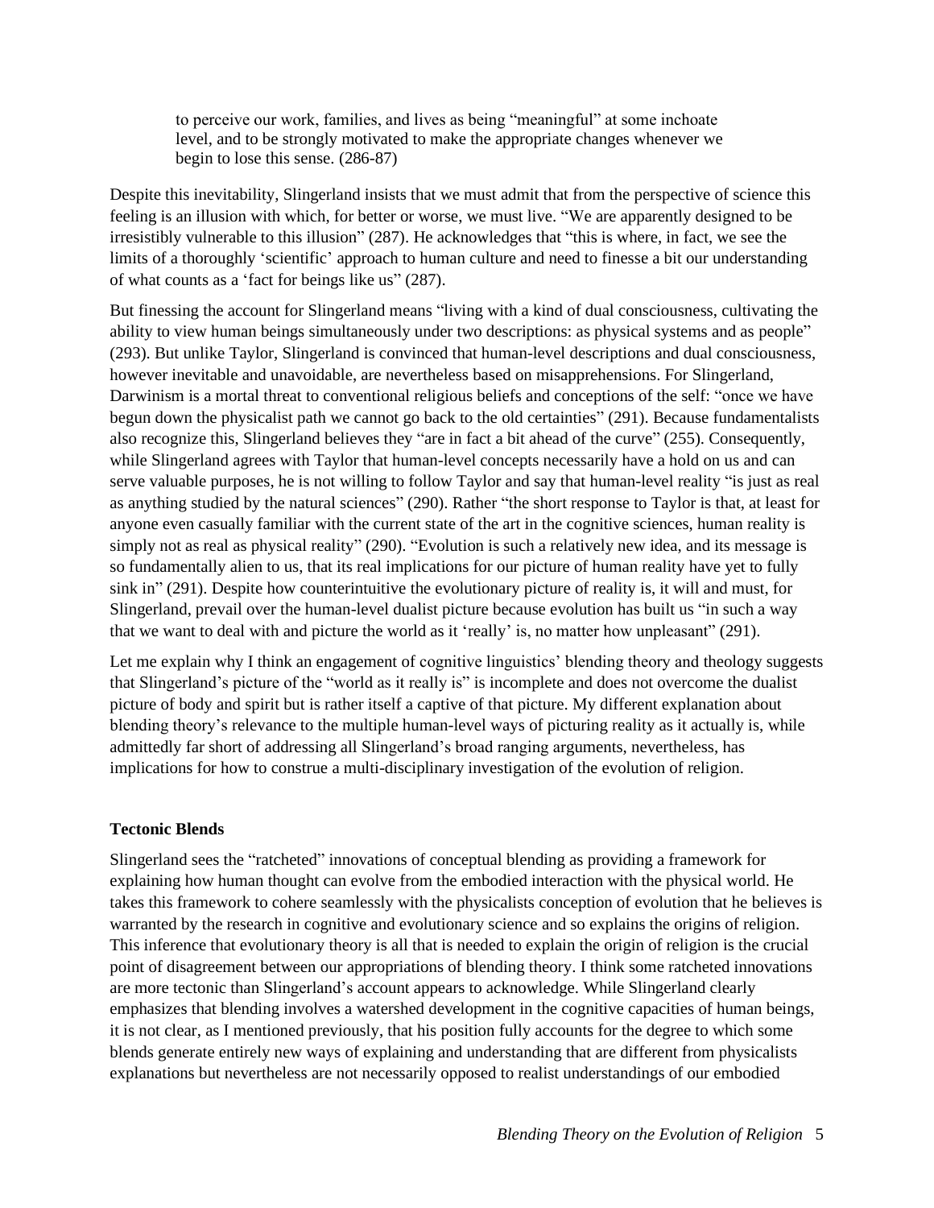> to perceive our work, families, and lives as being "meaningful" at some inchoate level, and to be strongly motivated to make the appropriate changes whenever we begin to lose this sense. (286-87)

Despite this inevitability, Slingerland insists that we must admit that from the perspective of science this feeling is an illusion with which, for better or worse, we must live. "We are apparently designed to be irresistibly vulnerable to this illusion" (287). He acknowledges that "this is where, in fact, we see the limits of a thoroughly 'scientific' approach to human culture and need to finesse a bit our understanding of what counts as a 'fact for beings like us" (287).

But finessing the account for Slingerland means "living with a kind of dual consciousness, cultivating the ability to view human beings simultaneously under two descriptions: as physical systems and as people" (293). But unlike Taylor, Slingerland is convinced that human-level descriptions and dual consciousness, however inevitable and unavoidable, are nevertheless based on misapprehensions. For Slingerland, Darwinism is a mortal threat to conventional religious beliefs and conceptions of the self: "once we have begun down the physicalist path we cannot go back to the old certainties" (291). Because fundamentalists also recognize this, Slingerland believes they "are in fact a bit ahead of the curve" (255). Consequently, while Slingerland agrees with Taylor that human-level concepts necessarily have a hold on us and can serve valuable purposes, he is not willing to follow Taylor and say that human-level reality "is just as real as anything studied by the natural sciences" (290). Rather "the short response to Taylor is that, at least for anyone even casually familiar with the current state of the art in the cognitive sciences, human reality is simply not as real as physical reality" (290). "Evolution is such a relatively new idea, and its message is so fundamentally alien to us, that its real implications for our picture of human reality have yet to fully sink in" (291). Despite how counterintuitive the evolutionary picture of reality is, it will and must, for Slingerland, prevail over the human-level dualist picture because evolution has built us "in such a way that we want to deal with and picture the world as it 'really' is, no matter how unpleasant" (291).

Let me explain why I think an engagement of cognitive linguistics' blending theory and theology suggests that Slingerland's picture of the "world as it really is" is incomplete and does not overcome the dualist picture of body and spirit but is rather itself a captive of that picture. My different explanation about blending theory's relevance to the multiple human-level ways of picturing reality as it actually is, while admittedly far short of addressing all Slingerland's broad ranging arguments, nevertheless, has implications for how to construe a multi-disciplinary investigation of the evolution of religion.

**Tectonic Blends**

Slingerland sees the "ratcheted" innovations of conceptual blending as providing a framework for explaining how human thought can evolve from the embodied interaction with the physical world. He takes this framework to cohere seamlessly with the physicalists conception of evolution that he believes is warranted by the research in cognitive and evolutionary science and so explains the origins of religion. This inference that evolutionary theory is all that is needed to explain the origin of religion is the crucial point of disagreement between our appropriations of blending theory. I think some ratcheted innovations are more tectonic than Slingerland's account appears to acknowledge. While Slingerland clearly emphasizes that blending involves a watershed development in the cognitive capacities of human beings, it is not clear, as I mentioned previously, that his position fully accounts for the degree to which some blends generate entirely new ways of explaining and understanding that are different from physicalists explanations but nevertheless are not necessarily opposed to realist understandings of our embodied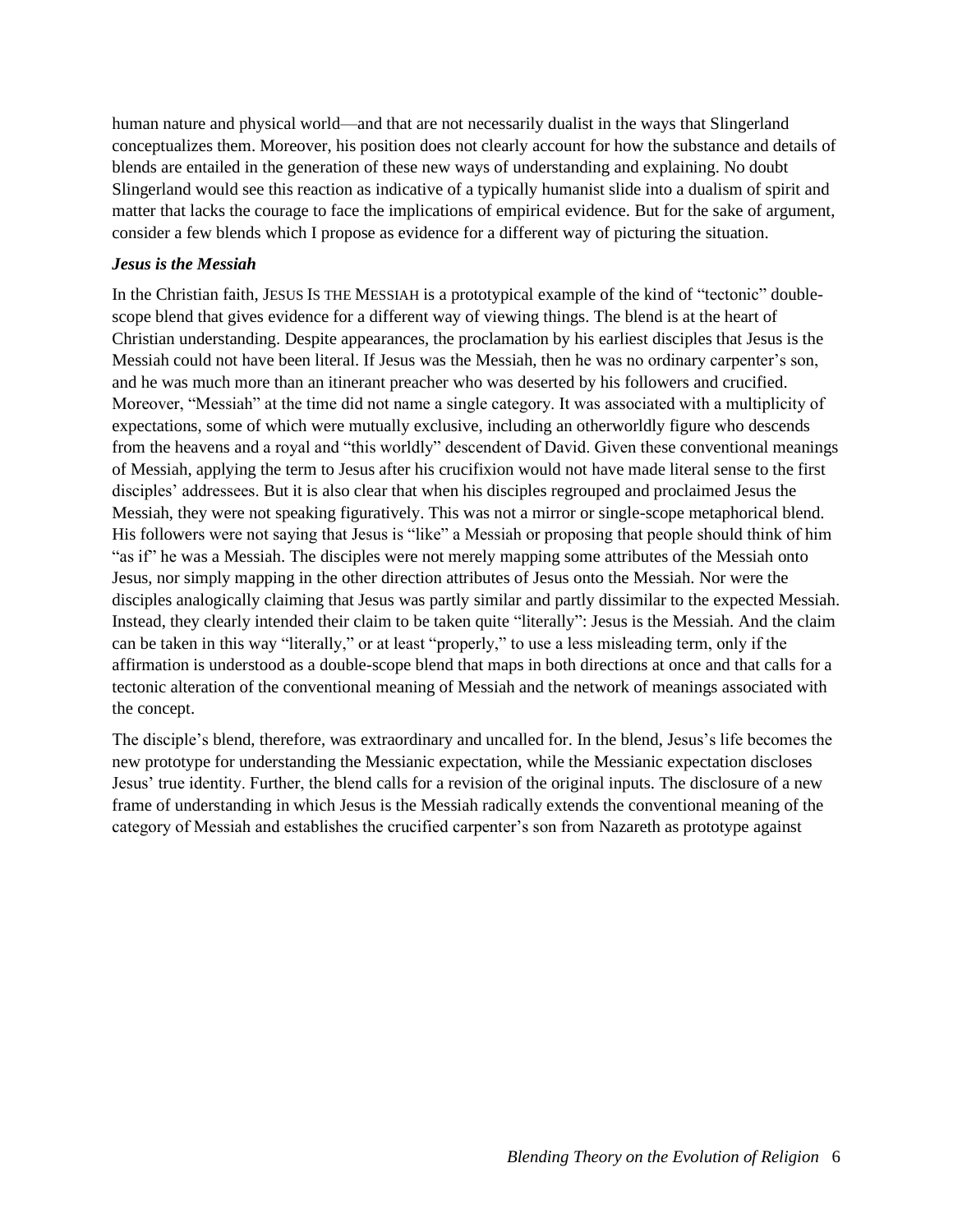human nature and physical world—and that are not necessarily dualist in the ways that Slingerland conceptualizes them. Moreover, his position does not clearly account for how the substance and details of blends are entailed in the generation of these new ways of understanding and explaining. No doubt Slingerland would see this reaction as indicative of a typically humanist slide into a dualism of spirit and matter that lacks the courage to face the implications of empirical evidence. But for the sake of argument, consider a few blends which I propose as evidence for a different way of picturing the situation.

### *Jesus is the Messiah*

In the Christian faith, JESUS IS THE MESSIAH is a prototypical example of the kind of "tectonic" double-scope blend that gives evidence for a different way of viewing things. The blend is at the heart of Christian understanding. Despite appearances, the proclamation by his earliest disciples that Jesus is the Messiah could not have been literal. If Jesus was the Messiah, then he was no ordinary carpenter's son, and he was much more than an itinerant preacher who was deserted by his followers and crucified. Moreover, "Messiah" at the time did not name a single category. It was associated with a multiplicity of expectations, some of which were mutually exclusive, including an otherworldly figure who descends from the heavens and a royal and "this worldly" descendent of David. Given these conventional meanings of Messiah, applying the term to Jesus after his crucifixion would not have made literal sense to the first disciples' addressees. But it is also clear that when his disciples regrouped and proclaimed Jesus the Messiah, they were not speaking figuratively. This was not a mirror or single-scope metaphorical blend. His followers were not saying that Jesus is "like" a Messiah or proposing that people should think of him "as if" he was a Messiah. The disciples were not merely mapping some attributes of the Messiah onto Jesus, nor simply mapping in the other direction attributes of Jesus onto the Messiah. Nor were the disciples analogically claiming that Jesus was partly similar and partly dissimilar to the expected Messiah. Instead, they clearly intended their claim to be taken quite "literally": Jesus is the Messiah. And the claim can be taken in this way "literally," or at least "properly," to use a less misleading term, only if the affirmation is understood as a double-scope blend that maps in both directions at once and that calls for a tectonic alteration of the conventional meaning of Messiah and the network of meanings associated with the concept.

The disciple's blend, therefore, was extraordinary and uncalled for. In the blend, Jesus's life becomes the new prototype for understanding the Messianic expectation, while the Messianic expectation discloses Jesus' true identity. Further, the blend calls for a revision of the original inputs. The disclosure of a new frame of understanding in which Jesus is the Messiah radically extends the conventional meaning of the category of Messiah and establishes the crucified carpenter's son from Nazareth as prototype against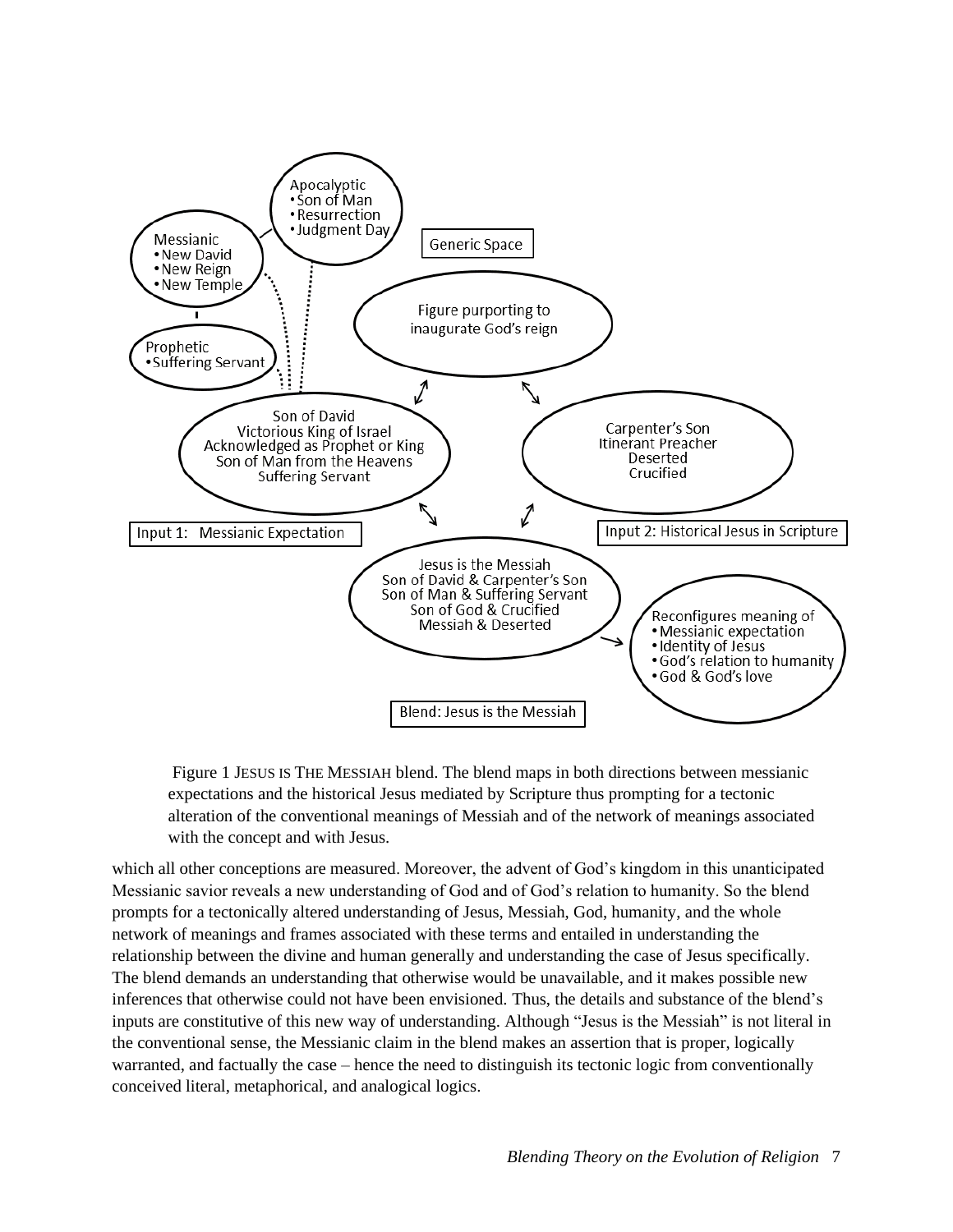Apocalyptic
- Son of Man
- Resurrection
- Judgment Day

Messianic
- New David
- New Reign
- New Temple

Prophetic
- Suffering Servant

Generic Space

Figure purporting to inaugurate God's reign

Son of David
Victorious King of Israel
Acknowledged as Prophet or King
Son of Man from the Heavens
Suffering Servant

Input 1: Messianic Expectation

Carpenter's Son
Itinerant Preacher
Deserted
Crucified

Input 2: Historical Jesus in Scripture

Jesus is the Messiah
Son of David & Carpenter's Son
Son of Man & Suffering Servant
Son of God & Crucified
Messiah & Deserted

Reconfigures meaning of
- Messianic expectation
- Identity of Jesus
- God's relation to humanity
- God & God's love

Blend: Jesus is the Messiah

Figure 1 JESUS IS THE MESSIAH blend. The blend maps in both directions between messianic expectations and the historical Jesus mediated by Scripture thus prompting for a tectonic alteration of the conventional meanings of Messiah and of the network of meanings associated with the concept and with Jesus.

which all other conceptions are measured. Moreover, the advent of God's kingdom in this unanticipated Messianic savior reveals a new understanding of God and of God's relation to humanity. So the blend prompts for a tectonically altered understanding of Jesus, Messiah, God, humanity, and the whole network of meanings and frames associated with these terms and entailed in understanding the relationship between the divine and human generally and understanding the case of Jesus specifically. The blend demands an understanding that otherwise would be unavailable, and it makes possible new inferences that otherwise could not have been envisioned. Thus, the details and substance of the blend's inputs are constitutive of this new way of understanding. Although "Jesus is the Messiah" is not literal in the conventional sense, the Messianic claim in the blend makes an assertion that is proper, logically warranted, and factually the case – hence the need to distinguish its tectonic logic from conventionally conceived literal, metaphorical, and analogical logics.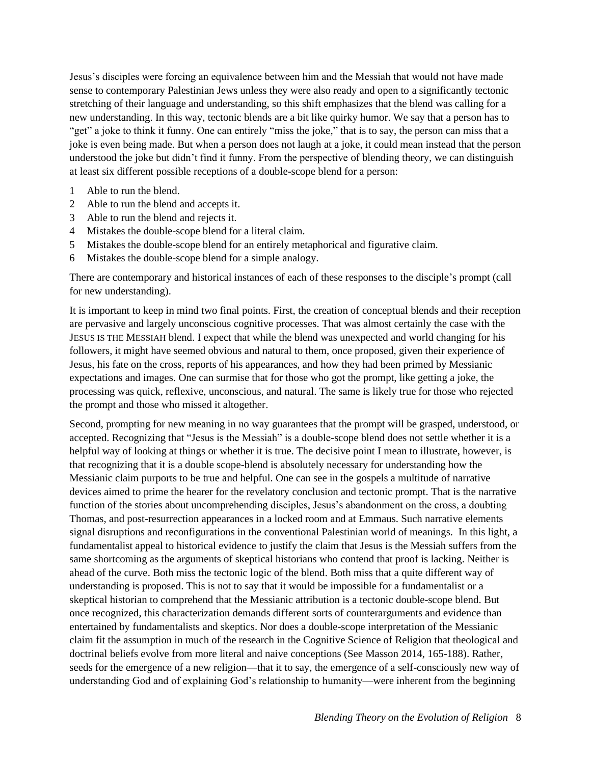Jesus's disciples were forcing an equivalence between him and the Messiah that would not have made sense to contemporary Palestinian Jews unless they were also ready and open to a significantly tectonic stretching of their language and understanding, so this shift emphasizes that the blend was calling for a new understanding. In this way, tectonic blends are a bit like quirky humor. We say that a person has to "get" a joke to think it funny. One can entirely "miss the joke," that is to say, the person can miss that a joke is even being made. But when a person does not laugh at a joke, it could mean instead that the person understood the joke but didn't find it funny. From the perspective of blending theory, we can distinguish at least six different possible receptions of a double-scope blend for a person:

1 Able to run the blend.
2 Able to run the blend and accepts it.
3 Able to run the blend and rejects it.
4 Mistakes the double-scope blend for a literal claim.
5 Mistakes the double-scope blend for an entirely metaphorical and figurative claim.
6 Mistakes the double-scope blend for a simple analogy.

There are contemporary and historical instances of each of these responses to the disciple's prompt (call for new understanding).

It is important to keep in mind two final points. First, the creation of conceptual blends and their reception are pervasive and largely unconscious cognitive processes. That was almost certainly the case with the JESUS IS THE MESSIAH blend. I expect that while the blend was unexpected and world changing for his followers, it might have seemed obvious and natural to them, once proposed, given their experience of Jesus, his fate on the cross, reports of his appearances, and how they had been primed by Messianic expectations and images. One can surmise that for those who got the prompt, like getting a joke, the processing was quick, reflexive, unconscious, and natural. The same is likely true for those who rejected the prompt and those who missed it altogether.

Second, prompting for new meaning in no way guarantees that the prompt will be grasped, understood, or accepted. Recognizing that "Jesus is the Messiah" is a double-scope blend does not settle whether it is a helpful way of looking at things or whether it is true. The decisive point I mean to illustrate, however, is that recognizing that it is a double scope-blend is absolutely necessary for understanding how the Messianic claim purports to be true and helpful. One can see in the gospels a multitude of narrative devices aimed to prime the hearer for the revelatory conclusion and tectonic prompt. That is the narrative function of the stories about uncomprehending disciples, Jesus's abandonment on the cross, a doubting Thomas, and post-resurrection appearances in a locked room and at Emmaus. Such narrative elements signal disruptions and reconfigurations in the conventional Palestinian world of meanings. In this light, a fundamentalist appeal to historical evidence to justify the claim that Jesus is the Messiah suffers from the same shortcoming as the arguments of skeptical historians who contend that proof is lacking. Neither is ahead of the curve. Both miss the tectonic logic of the blend. Both miss that a quite different way of understanding is proposed. This is not to say that it would be impossible for a fundamentalist or a skeptical historian to comprehend that the Messianic attribution is a tectonic double-scope blend. But once recognized, this characterization demands different sorts of counterarguments and evidence than entertained by fundamentalists and skeptics. Nor does a double-scope interpretation of the Messianic claim fit the assumption in much of the research in the Cognitive Science of Religion that theological and doctrinal beliefs evolve from more literal and naive conceptions (See Masson 2014, 165-188). Rather, seeds for the emergence of a new religion—that it to say, the emergence of a self-consciously new way of understanding God and of explaining God's relationship to humanity—were inherent from the beginning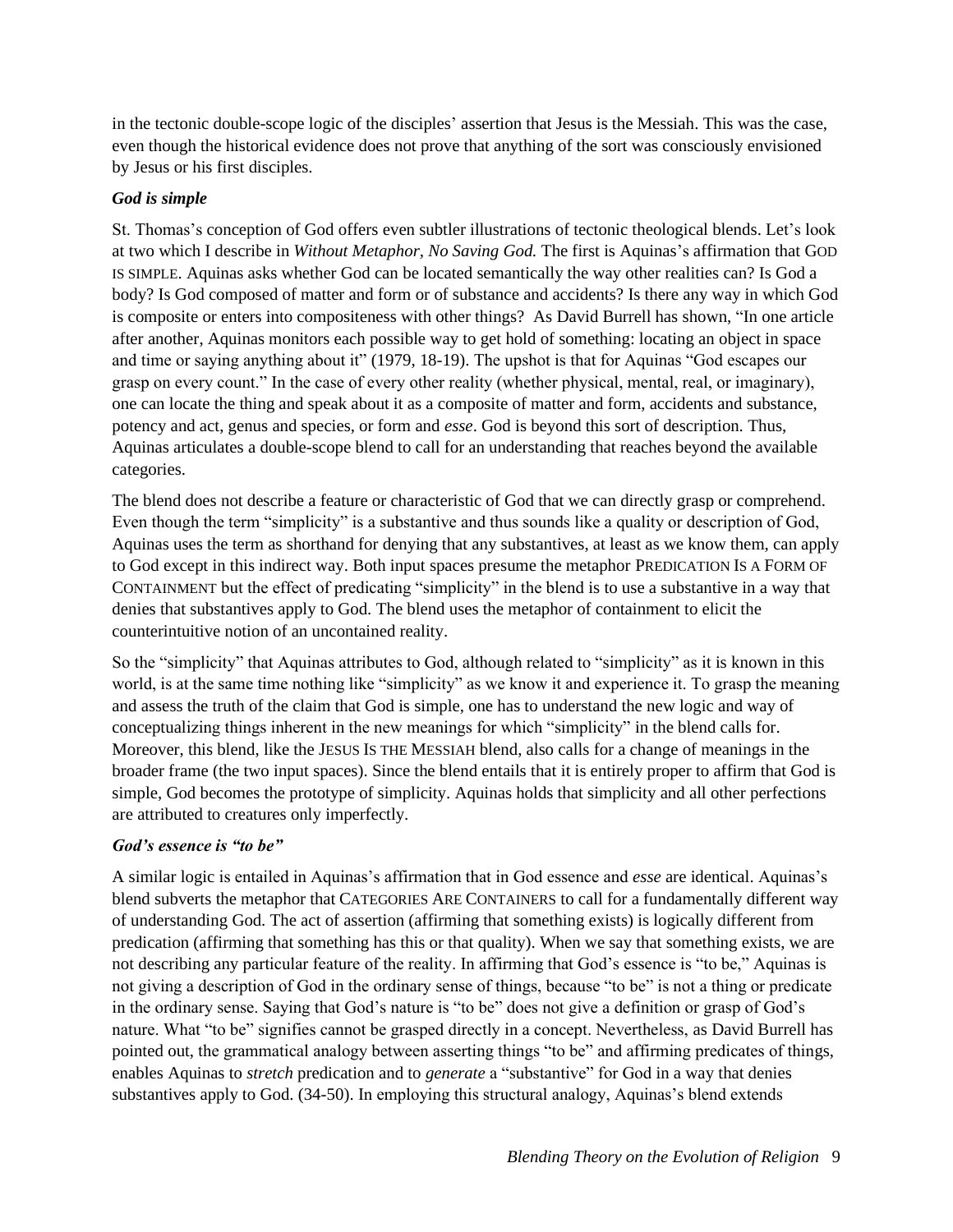in the tectonic double-scope logic of the disciples' assertion that Jesus is the Messiah. This was the case, even though the historical evidence does not prove that anything of the sort was consciously envisioned by Jesus or his first disciples.

### *God is simple*

St. Thomas's conception of God offers even subtler illustrations of tectonic theological blends. Let's look at two which I describe in *Without Metaphor, No Saving God.* The first is Aquinas's affirmation that GOD IS SIMPLE. Aquinas asks whether God can be located semantically the way other realities can? Is God a body? Is God composed of matter and form or of substance and accidents? Is there any way in which God is composite or enters into compositeness with other things? As David Burrell has shown, "In one article after another, Aquinas monitors each possible way to get hold of something: locating an object in space and time or saying anything about it" (1979, 18-19). The upshot is that for Aquinas "God escapes our grasp on every count." In the case of every other reality (whether physical, mental, real, or imaginary), one can locate the thing and speak about it as a composite of matter and form, accidents and substance, potency and act, genus and species, or form and *esse*. God is beyond this sort of description. Thus, Aquinas articulates a double-scope blend to call for an understanding that reaches beyond the available categories.

The blend does not describe a feature or characteristic of God that we can directly grasp or comprehend. Even though the term "simplicity" is a substantive and thus sounds like a quality or description of God, Aquinas uses the term as shorthand for denying that any substantives, at least as we know them, can apply to God except in this indirect way. Both input spaces presume the metaphor PREDICATION IS A FORM OF CONTAINMENT but the effect of predicating "simplicity" in the blend is to use a substantive in a way that denies that substantives apply to God. The blend uses the metaphor of containment to elicit the counterintuitive notion of an uncontained reality.

So the "simplicity" that Aquinas attributes to God, although related to "simplicity" as it is known in this world, is at the same time nothing like "simplicity" as we know it and experience it. To grasp the meaning and assess the truth of the claim that God is simple, one has to understand the new logic and way of conceptualizing things inherent in the new meanings for which "simplicity" in the blend calls for. Moreover, this blend, like the JESUS IS THE MESSIAH blend, also calls for a change of meanings in the broader frame (the two input spaces). Since the blend entails that it is entirely proper to affirm that God is simple, God becomes the prototype of simplicity. Aquinas holds that simplicity and all other perfections are attributed to creatures only imperfectly.

### *God's essence is "to be"*

A similar logic is entailed in Aquinas's affirmation that in God essence and *esse* are identical. Aquinas's blend subverts the metaphor that CATEGORIES ARE CONTAINERS to call for a fundamentally different way of understanding God. The act of assertion (affirming that something exists) is logically different from predication (affirming that something has this or that quality). When we say that something exists, we are not describing any particular feature of the reality. In affirming that God's essence is "to be," Aquinas is not giving a description of God in the ordinary sense of things, because "to be" is not a thing or predicate in the ordinary sense. Saying that God's nature is "to be" does not give a definition or grasp of God's nature. What "to be" signifies cannot be grasped directly in a concept. Nevertheless, as David Burrell has pointed out, the grammatical analogy between asserting things "to be" and affirming predicates of things, enables Aquinas to *stretch* predication and to *generate* a "substantive" for God in a way that denies substantives apply to God. (34-50). In employing this structural analogy, Aquinas's blend extends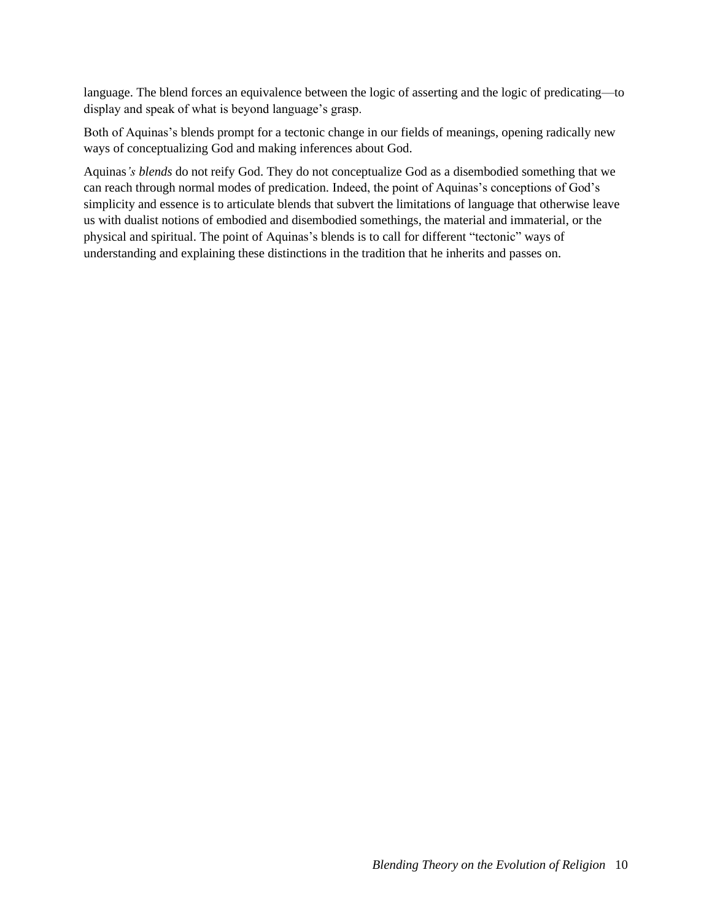language. The blend forces an equivalence between the logic of asserting and the logic of predicating—to display and speak of what is beyond language's grasp.

Both of Aquinas's blends prompt for a tectonic change in our fields of meanings, opening radically new ways of conceptualizing God and making inferences about God.

Aquinas*'s blends* do not reify God. They do not conceptualize God as a disembodied something that we can reach through normal modes of predication. Indeed, the point of Aquinas's conceptions of God's simplicity and essence is to articulate blends that subvert the limitations of language that otherwise leave us with dualist notions of embodied and disembodied somethings, the material and immaterial, or the physical and spiritual. The point of Aquinas's blends is to call for different "tectonic" ways of understanding and explaining these distinctions in the tradition that he inherits and passes on.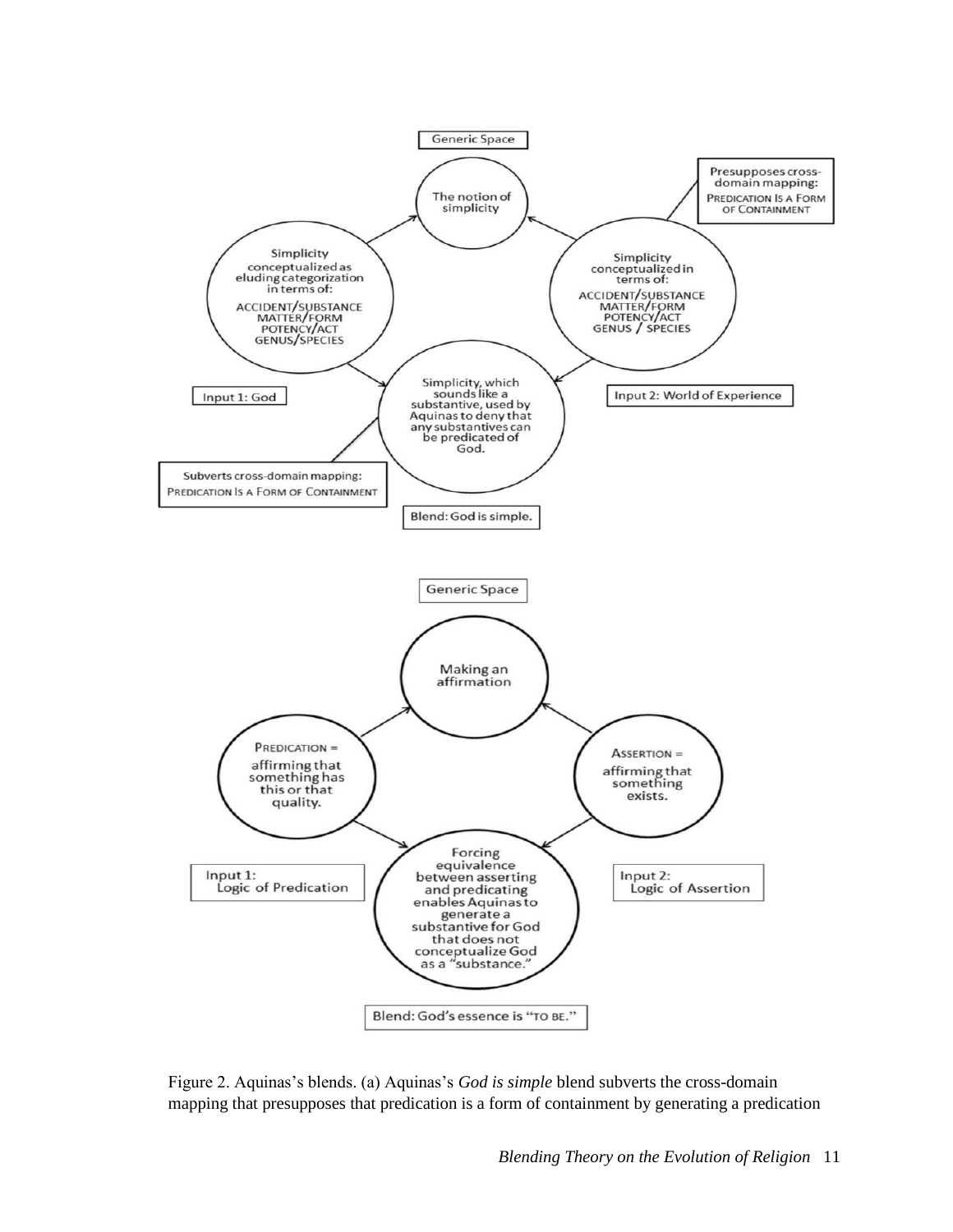Generic Space

The notion of simplicity

Presupposes cross-domain mapping: PREDICATION IS A FORM OF CONTAINMENT

Simplicity conceptualized as eluding categorization in terms of:
ACCIDENT/SUBSTANCE
MATTER/FORM
POTENCY/ACT
GENUS/SPECIES

Simplicity conceptualized in terms of:
ACCIDENT/SUBSTANCE
MATTER/FORM
POTENCY/ACT
GENUS / SPECIES

Input 1: God

Input 2: World of Experience

Simplicity, which sounds like a substantive, used by Aquinas to deny that any substantives can be predicated of God.

Subverts cross-domain mapping: PREDICATION IS A FORM OF CONTAINMENT

Blend: God is simple.

Generic Space

Making an affirmation

PREDICATION = affirming that something has this or that quality.

ASSERTION = affirming that something exists.

Input 1: Logic of Predication

Input 2: Logic of Assertion

Forcing equivalence between asserting and predicating enables Aquinas to generate a substantive for God that does not conceptualize God as a "substance."

Blend: God's essence is "TO BE."

Figure 2. Aquinas's blends. (a) Aquinas's *God is simple* blend subverts the cross-domain mapping that presupposes that predication is a form of containment by generating a predication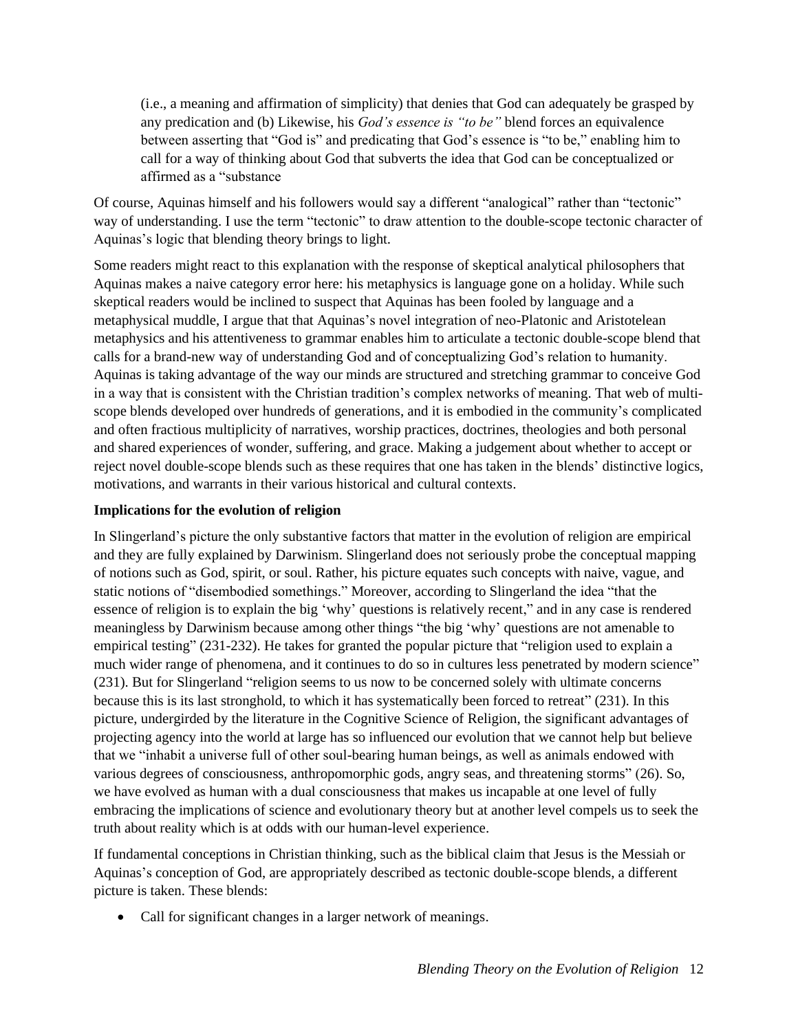(i.e., a meaning and affirmation of simplicity) that denies that God can adequately be grasped by any predication and (b) Likewise, his *God's essence is "to be"* blend forces an equivalence between asserting that "God is" and predicating that God's essence is "to be," enabling him to call for a way of thinking about God that subverts the idea that God can be conceptualized or affirmed as a "substance

Of course, Aquinas himself and his followers would say a different "analogical" rather than "tectonic" way of understanding. I use the term "tectonic" to draw attention to the double-scope tectonic character of Aquinas's logic that blending theory brings to light.

Some readers might react to this explanation with the response of skeptical analytical philosophers that Aquinas makes a naive category error here: his metaphysics is language gone on a holiday. While such skeptical readers would be inclined to suspect that Aquinas has been fooled by language and a metaphysical muddle, I argue that that Aquinas's novel integration of neo-Platonic and Aristotelean metaphysics and his attentiveness to grammar enables him to articulate a tectonic double-scope blend that calls for a brand-new way of understanding God and of conceptualizing God's relation to humanity. Aquinas is taking advantage of the way our minds are structured and stretching grammar to conceive God in a way that is consistent with the Christian tradition's complex networks of meaning. That web of multi-scope blends developed over hundreds of generations, and it is embodied in the community's complicated and often fractious multiplicity of narratives, worship practices, doctrines, theologies and both personal and shared experiences of wonder, suffering, and grace. Making a judgement about whether to accept or reject novel double-scope blends such as these requires that one has taken in the blends' distinctive logics, motivations, and warrants in their various historical and cultural contexts.

**Implications for the evolution of religion**

In Slingerland's picture the only substantive factors that matter in the evolution of religion are empirical and they are fully explained by Darwinism. Slingerland does not seriously probe the conceptual mapping of notions such as God, spirit, or soul. Rather, his picture equates such concepts with naive, vague, and static notions of "disembodied somethings." Moreover, according to Slingerland the idea "that the essence of religion is to explain the big 'why' questions is relatively recent," and in any case is rendered meaningless by Darwinism because among other things "the big 'why' questions are not amenable to empirical testing" (231-232). He takes for granted the popular picture that "religion used to explain a much wider range of phenomena, and it continues to do so in cultures less penetrated by modern science" (231). But for Slingerland "religion seems to us now to be concerned solely with ultimate concerns because this is its last stronghold, to which it has systematically been forced to retreat" (231). In this picture, undergirded by the literature in the Cognitive Science of Religion, the significant advantages of projecting agency into the world at large has so influenced our evolution that we cannot help but believe that we "inhabit a universe full of other soul-bearing human beings, as well as animals endowed with various degrees of consciousness, anthropomorphic gods, angry seas, and threatening storms" (26). So, we have evolved as human with a dual consciousness that makes us incapable at one level of fully embracing the implications of science and evolutionary theory but at another level compels us to seek the truth about reality which is at odds with our human-level experience.

If fundamental conceptions in Christian thinking, such as the biblical claim that Jesus is the Messiah or Aquinas's conception of God, are appropriately described as tectonic double-scope blends, a different picture is taken. These blends:

- Call for significant changes in a larger network of meanings.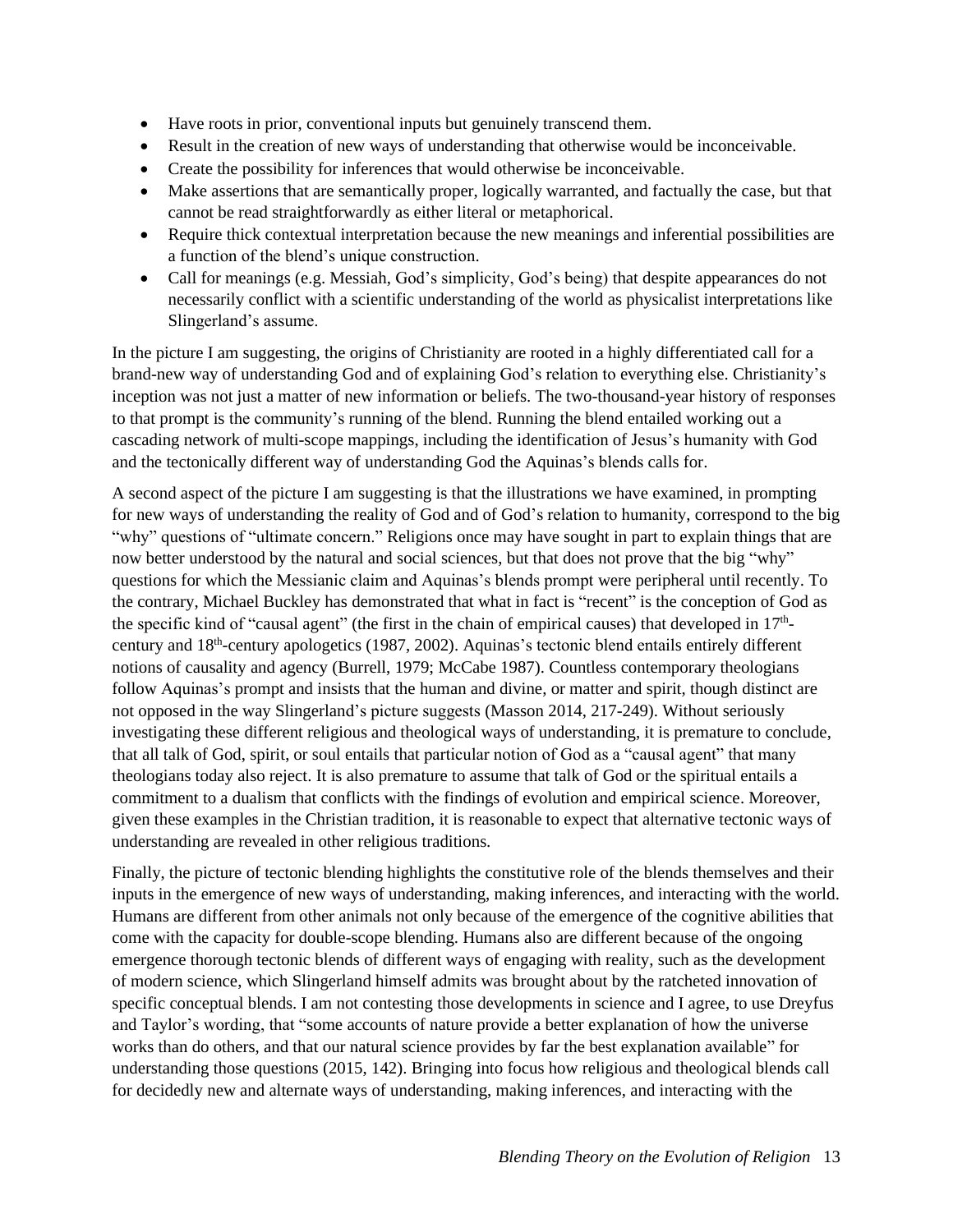- Have roots in prior, conventional inputs but genuinely transcend them.
- Result in the creation of new ways of understanding that otherwise would be inconceivable.
- Create the possibility for inferences that would otherwise be inconceivable.
- Make assertions that are semantically proper, logically warranted, and factually the case, but that cannot be read straightforwardly as either literal or metaphorical.
- Require thick contextual interpretation because the new meanings and inferential possibilities are a function of the blend's unique construction.
- Call for meanings (e.g. Messiah, God's simplicity, God's being) that despite appearances do not necessarily conflict with a scientific understanding of the world as physicalist interpretations like Slingerland's assume.

In the picture I am suggesting, the origins of Christianity are rooted in a highly differentiated call for a brand-new way of understanding God and of explaining God's relation to everything else. Christianity's inception was not just a matter of new information or beliefs. The two-thousand-year history of responses to that prompt is the community's running of the blend. Running the blend entailed working out a cascading network of multi-scope mappings, including the identification of Jesus's humanity with God and the tectonically different way of understanding God the Aquinas's blends calls for.

A second aspect of the picture I am suggesting is that the illustrations we have examined, in prompting for new ways of understanding the reality of God and of God's relation to humanity, correspond to the big "why" questions of "ultimate concern." Religions once may have sought in part to explain things that are now better understood by the natural and social sciences, but that does not prove that the big "why" questions for which the Messianic claim and Aquinas's blends prompt were peripheral until recently. To the contrary, Michael Buckley has demonstrated that what in fact is "recent" is the conception of God as the specific kind of "causal agent" (the first in the chain of empirical causes) that developed in 17th-century and 18th-century apologetics (1987, 2002). Aquinas's tectonic blend entails entirely different notions of causality and agency (Burrell, 1979; McCabe 1987). Countless contemporary theologians follow Aquinas's prompt and insists that the human and divine, or matter and spirit, though distinct are not opposed in the way Slingerland's picture suggests (Masson 2014, 217-249). Without seriously investigating these different religious and theological ways of understanding, it is premature to conclude, that all talk of God, spirit, or soul entails that particular notion of God as a "causal agent" that many theologians today also reject. It is also premature to assume that talk of God or the spiritual entails a commitment to a dualism that conflicts with the findings of evolution and empirical science. Moreover, given these examples in the Christian tradition, it is reasonable to expect that alternative tectonic ways of understanding are revealed in other religious traditions.

Finally, the picture of tectonic blending highlights the constitutive role of the blends themselves and their inputs in the emergence of new ways of understanding, making inferences, and interacting with the world. Humans are different from other animals not only because of the emergence of the cognitive abilities that come with the capacity for double-scope blending. Humans also are different because of the ongoing emergence thorough tectonic blends of different ways of engaging with reality, such as the development of modern science, which Slingerland himself admits was brought about by the ratcheted innovation of specific conceptual blends. I am not contesting those developments in science and I agree, to use Dreyfus and Taylor's wording, that "some accounts of nature provide a better explanation of how the universe works than do others, and that our natural science provides by far the best explanation available" for understanding those questions (2015, 142). Bringing into focus how religious and theological blends call for decidedly new and alternate ways of understanding, making inferences, and interacting with the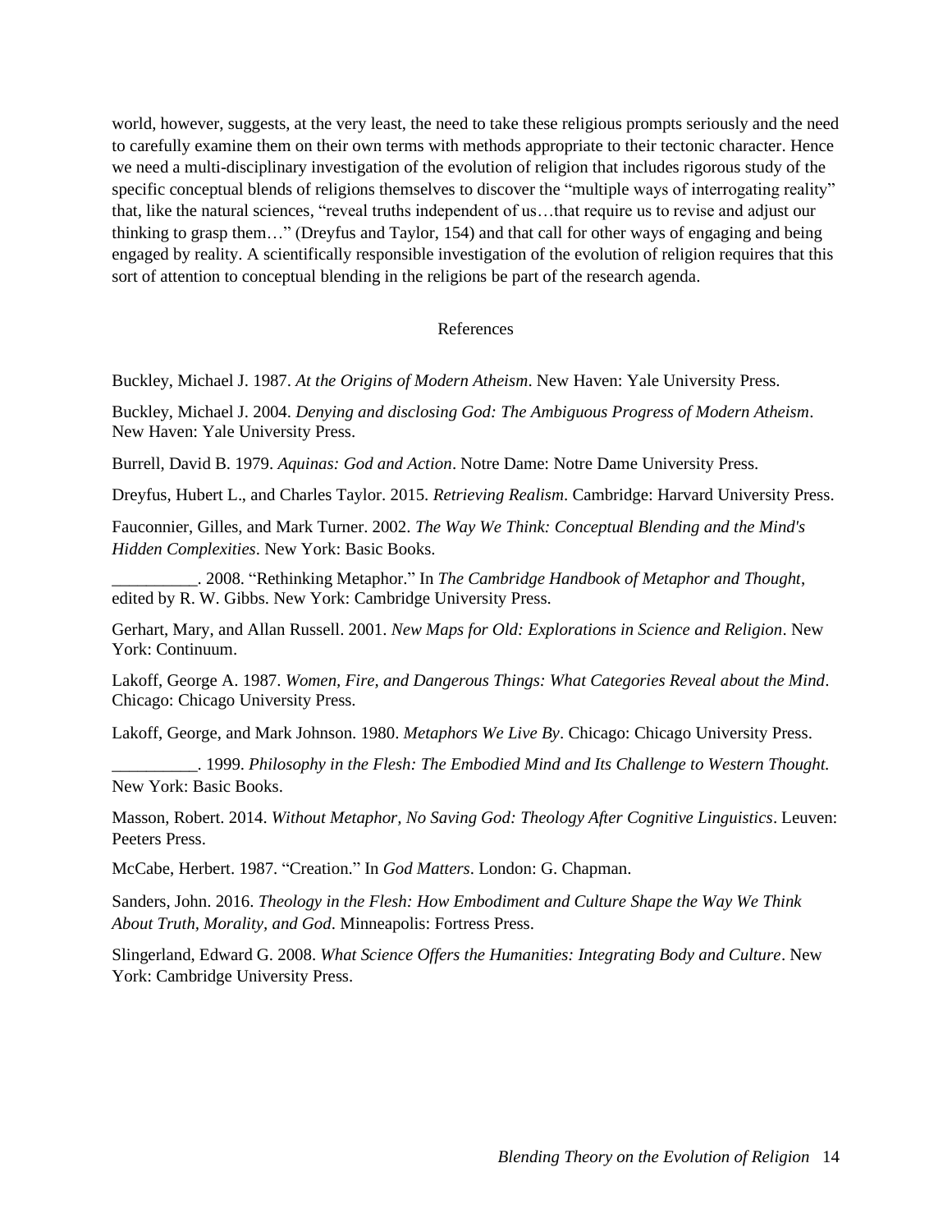world, however, suggests, at the very least, the need to take these religious prompts seriously and the need to carefully examine them on their own terms with methods appropriate to their tectonic character. Hence we need a multi-disciplinary investigation of the evolution of religion that includes rigorous study of the specific conceptual blends of religions themselves to discover the "multiple ways of interrogating reality" that, like the natural sciences, "reveal truths independent of us…that require us to revise and adjust our thinking to grasp them…" (Dreyfus and Taylor, 154) and that call for other ways of engaging and being engaged by reality. A scientifically responsible investigation of the evolution of religion requires that this sort of attention to conceptual blending in the religions be part of the research agenda.

## References

Buckley, Michael J. 1987. *At the Origins of Modern Atheism*. New Haven: Yale University Press.

Buckley, Michael J. 2004. *Denying and disclosing God: The Ambiguous Progress of Modern Atheism*. New Haven: Yale University Press.

Burrell, David B. 1979. *Aquinas: God and Action*. Notre Dame: Notre Dame University Press.

Dreyfus, Hubert L., and Charles Taylor. 2015. *Retrieving Realism*. Cambridge: Harvard University Press.

Fauconnier, Gilles, and Mark Turner. 2002. *The Way We Think: Conceptual Blending and the Mind's Hidden Complexities*. New York: Basic Books.

__________. 2008. "Rethinking Metaphor." In *The Cambridge Handbook of Metaphor and Thought*, edited by R. W. Gibbs. New York: Cambridge University Press.

Gerhart, Mary, and Allan Russell. 2001. *New Maps for Old: Explorations in Science and Religion*. New York: Continuum.

Lakoff, George A. 1987. *Women, Fire, and Dangerous Things: What Categories Reveal about the Mind*. Chicago: Chicago University Press.

Lakoff, George, and Mark Johnson. 1980. *Metaphors We Live By*. Chicago: Chicago University Press.

__________. 1999. *Philosophy in the Flesh: The Embodied Mind and Its Challenge to Western Thought.* New York: Basic Books.

Masson, Robert. 2014. *Without Metaphor, No Saving God: Theology After Cognitive Linguistics*. Leuven: Peeters Press.

McCabe, Herbert. 1987. "Creation." In *God Matters*. London: G. Chapman.

Sanders, John. 2016. *Theology in the Flesh: How Embodiment and Culture Shape the Way We Think About Truth, Morality, and God*. Minneapolis: Fortress Press.

Slingerland, Edward G. 2008. *What Science Offers the Humanities: Integrating Body and Culture*. New York: Cambridge University Press.